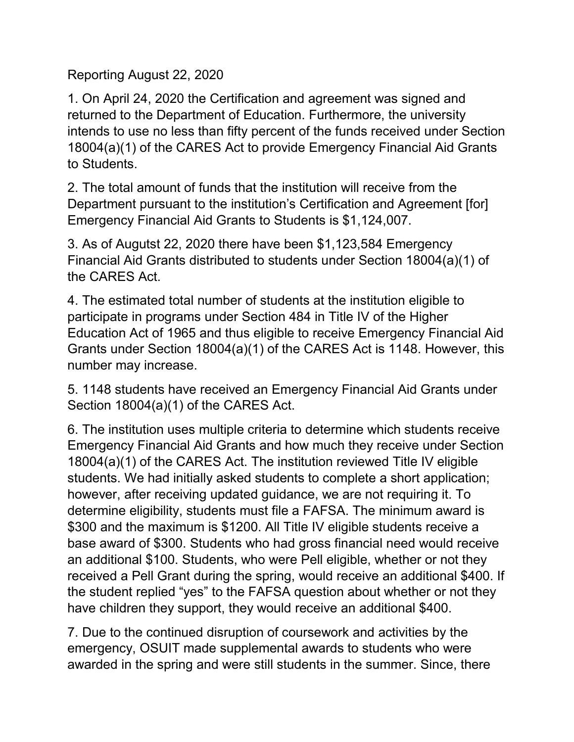Reporting August 22, 2020

1. On April 24, 2020 the Certification and agreement was signed and returned to the Department of Education. Furthermore, the university intends to use no less than fifty percent of the funds received under Section 18004(a)(1) of the CARES Act to provide Emergency Financial Aid Grants to Students.

2. The total amount of funds that the institution will receive from the Department pursuant to the institution's Certification and Agreement [for] Emergency Financial Aid Grants to Students is $1,124,007.

3. As of Augutst 22, 2020 there have been $1,123,584 Emergency Financial Aid Grants distributed to students under Section 18004(a)(1) of the CARES Act.

4. The estimated total number of students at the institution eligible to participate in programs under Section 484 in Title IV of the Higher Education Act of 1965 and thus eligible to receive Emergency Financial Aid Grants under Section 18004(a)(1) of the CARES Act is 1148. However, this number may increase.

5. 1148 students have received an Emergency Financial Aid Grants under Section 18004(a)(1) of the CARES Act.

6. The institution uses multiple criteria to determine which students receive Emergency Financial Aid Grants and how much they receive under Section 18004(a)(1) of the CARES Act. The institution reviewed Title IV eligible students. We had initially asked students to complete a short application; however, after receiving updated guidance, we are not requiring it. To determine eligibility, students must file a FAFSA. The minimum award is $300 and the maximum is $1200. All Title IV eligible students receive a base award of $300. Students who had gross financial need would receive an additional $100. Students, who were Pell eligible, whether or not they received a Pell Grant during the spring, would receive an additional $400. If the student replied "yes" to the FAFSA question about whether or not they have children they support, they would receive an additional $400.

7. Due to the continued disruption of coursework and activities by the emergency, OSUIT made supplemental awards to students who were awarded in the spring and were still students in the summer. Since, there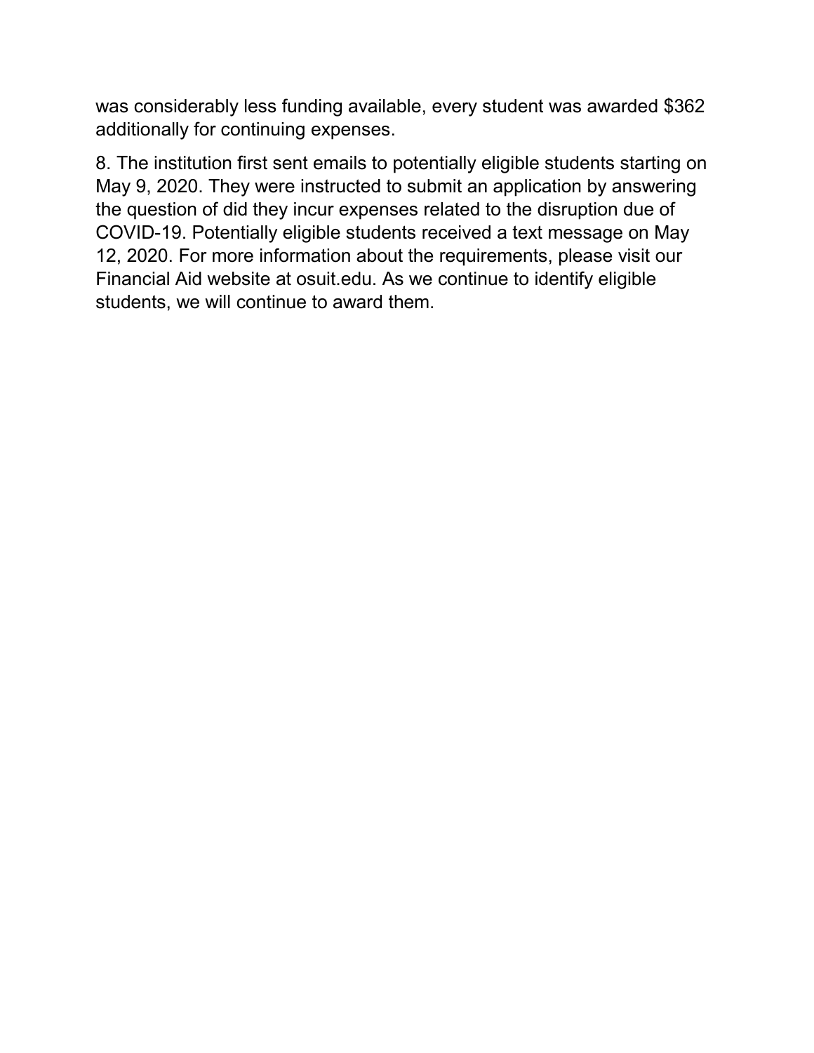was considerably less funding available, every student was awarded $362 additionally for continuing expenses.

8. The institution first sent emails to potentially eligible students starting on May 9, 2020. They were instructed to submit an application by answering the question of did they incur expenses related to the disruption due of COVID-19. Potentially eligible students received a text message on May 12, 2020. For more information about the requirements, please visit our Financial Aid website at osuit.edu. As we continue to identify eligible students, we will continue to award them.